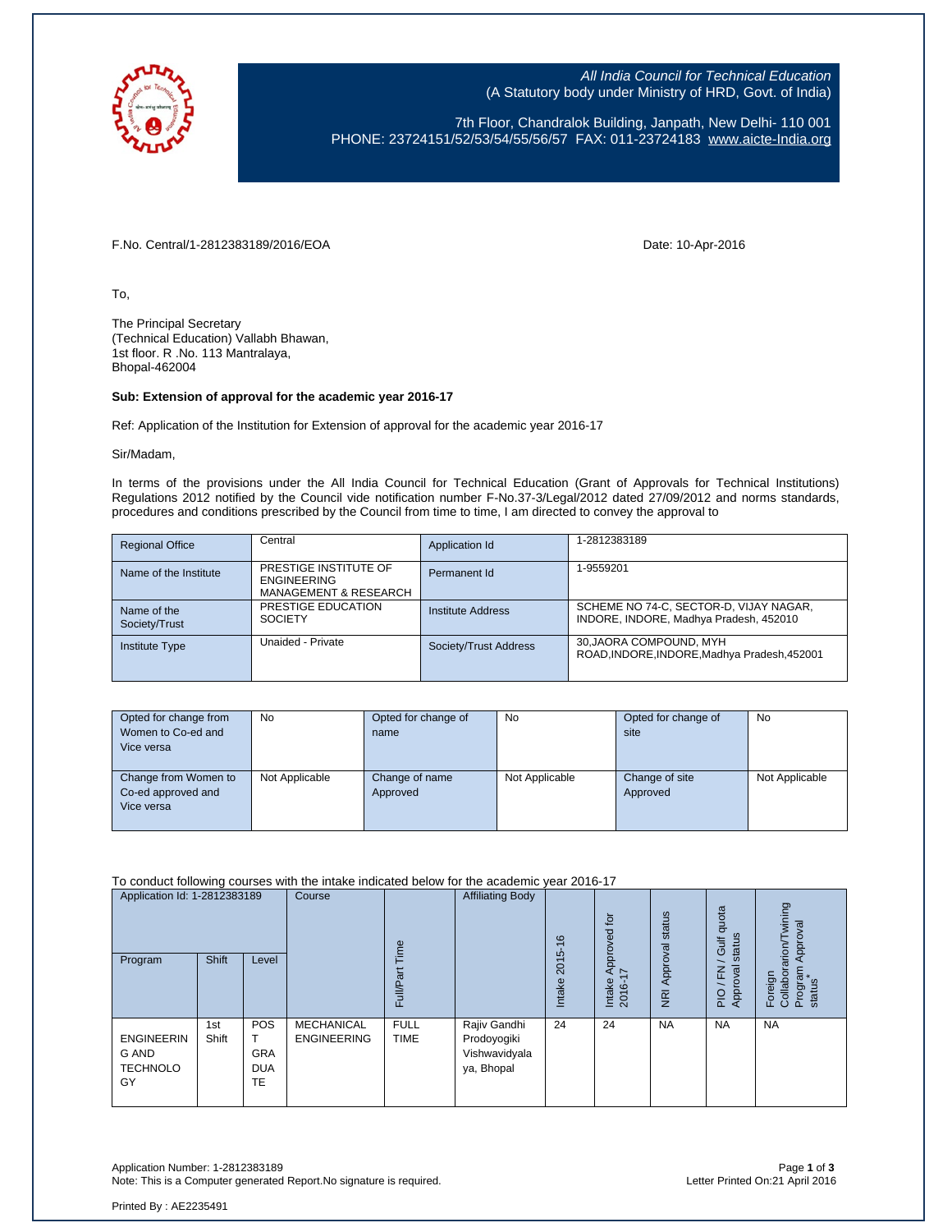*All India Council for Technical Education*
(A Statutory body under Ministry of HRD, Govt. of India)

7th Floor, Chandralok Building, Janpath, New Delhi- 110 001
PHONE: 23724151/52/53/54/55/56/57 FAX: 011-23724183 www.aicte-India.org

F.No. Central/1-2812383189/2016/EOA

Date: 10-Apr-2016

To,

The Principal Secretary
(Technical Education) Vallabh Bhawan,
1st floor. R .No. 113 Mantralaya,
Bhopal-462004

**Sub: Extension of approval for the academic year 2016-17**

Ref: Application of the Institution for Extension of approval for the academic year 2016-17

Sir/Madam,

In terms of the provisions under the All India Council for Technical Education (Grant of Approvals for Technical Institutions) Regulations 2012 notified by the Council vide notification number F-No.37-3/Legal/2012 dated 27/09/2012 and norms standards, procedures and conditions prescribed by the Council from time to time, I am directed to convey the approval to

| | | | |
|---|---|---|---|
| Regional Office | Central | Application Id | 1-2812383189 |
| Name of the Institute | PRESTIGE INSTITUTE OF ENGINEERING MANAGEMENT & RESEARCH | Permanent Id | 1-9559201 |
| Name of the Society/Trust | PRESTIGE EDUCATION SOCIETY | Institute Address | SCHEME NO 74-C, SECTOR-D, VIJAY NAGAR, INDORE, INDORE, Madhya Pradesh, 452010 |
| Institute Type | Unaided - Private | Society/Trust Address | 30,JAORA COMPOUND, MYH ROAD,INDORE,INDORE,Madhya Pradesh,452001 |

| | | | | | |
|---|---|---|---|---|---|
| Opted for change from Women to Co-ed and Vice versa | No | Opted for change of name | No | Opted for change of site | No |
| Change from Women to Co-ed approved and Vice versa | Not Applicable | Change of name Approved | Not Applicable | Change of site Approved | Not Applicable |

To conduct following courses with the intake indicated below for the academic year 2016-17

| Application Id: 1-2812383189 | | | Course | Full/Part Time | Affiliating Body | Intake 2015-16 | Intake Approved for 2016-17 | NRI Approval status | PIO / FN / Gulf quota Approval status | Foreign Collaborarion/Twining Program Approval status* |
|---|---|---|---|---|---|---|---|---|---|---|
| Program | Shift | Level | | | | | | | | |
| ENGINEERING AND TECHNOLOGY | 1st Shift | POST GRADUATE | MECHANICAL ENGINEERING | FULL TIME | Rajiv Gandhi Prodoyogiki Vishwavidyalaya, Bhopal | 24 | 24 | NA | NA | NA |

Application Number: 1-2812383189
Note: This is a Computer generated Report.No signature is required.

Letter Printed On:21 April 2016

Printed By : AE2235491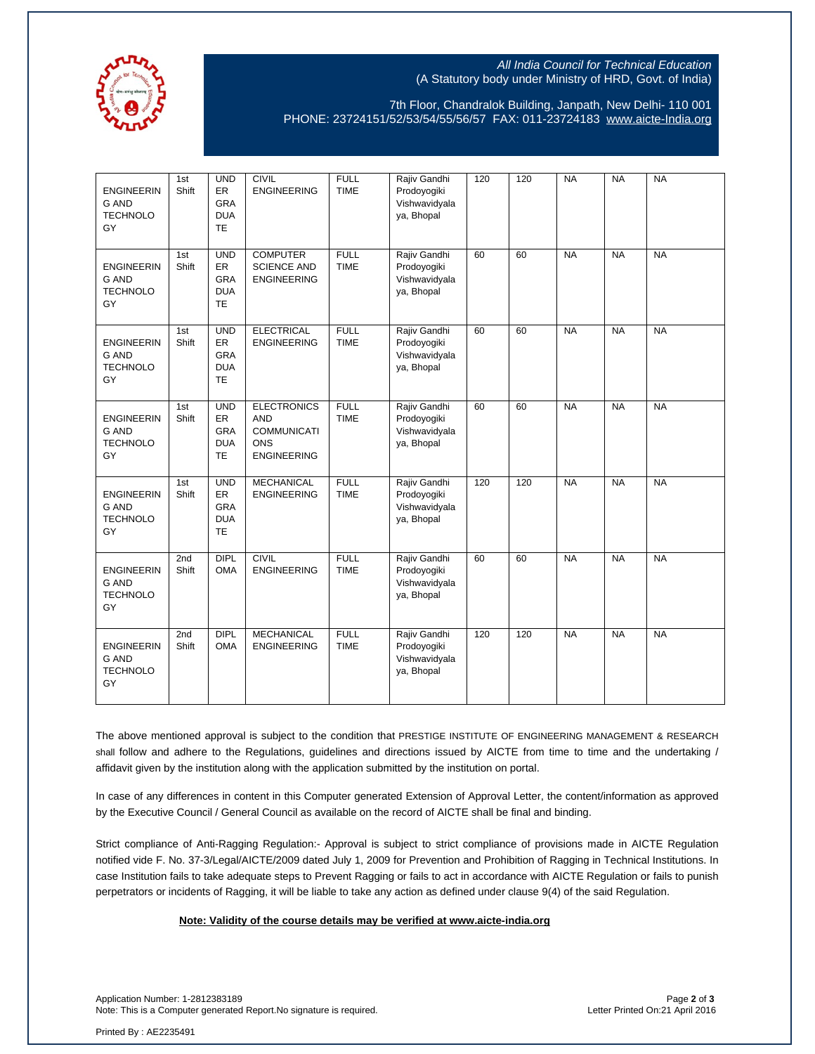All India Council for Technical Education
(A Statutory body under Ministry of HRD, Govt. of India)

7th Floor, Chandralok Building, Janpath, New Delhi- 110 001
PHONE: 23724151/52/53/54/55/56/57 FAX: 011-23724183 www.aicte-India.org

| | | | | | | | | | | |
|---|---|---|---|---|---|---|---|---|---|---|
| ENGINEERING AND TECHNOLOGY | 1st Shift | UNDER GRADUATE | CIVIL ENGINEERING | FULL TIME | Rajiv Gandhi Prodoyogiki Vishwavidyalaya, Bhopal | 120 | 120 | NA | NA | NA |
| ENGINEERING AND TECHNOLOGY | 1st Shift | UNDER GRADUATE | COMPUTER SCIENCE AND ENGINEERING | FULL TIME | Rajiv Gandhi Prodoyogiki Vishwavidyalaya, Bhopal | 60 | 60 | NA | NA | NA |
| ENGINEERING AND TECHNOLOGY | 1st Shift | UNDER GRADUATE | ELECTRICAL ENGINEERING | FULL TIME | Rajiv Gandhi Prodoyogiki Vishwavidyalaya, Bhopal | 60 | 60 | NA | NA | NA |
| ENGINEERING AND TECHNOLOGY | 1st Shift | UNDER GRADUATE | ELECTRONICS AND COMMUNICATIONS ENGINEERING | FULL TIME | Rajiv Gandhi Prodoyogiki Vishwavidyalaya, Bhopal | 60 | 60 | NA | NA | NA |
| ENGINEERING AND TECHNOLOGY | 1st Shift | UNDER GRADUATE | MECHANICAL ENGINEERING | FULL TIME | Rajiv Gandhi Prodoyogiki Vishwavidyalaya, Bhopal | 120 | 120 | NA | NA | NA |
| ENGINEERING AND TECHNOLOGY | 2nd Shift | DIPLOMA | CIVIL ENGINEERING | FULL TIME | Rajiv Gandhi Prodoyogiki Vishwavidyalaya, Bhopal | 60 | 60 | NA | NA | NA |
| ENGINEERING AND TECHNOLOGY | 2nd Shift | DIPLOMA | MECHANICAL ENGINEERING | FULL TIME | Rajiv Gandhi Prodoyogiki Vishwavidyalaya, Bhopal | 120 | 120 | NA | NA | NA |

The above mentioned approval is subject to the condition that PRESTIGE INSTITUTE OF ENGINEERING MANAGEMENT & RESEARCH shall follow and adhere to the Regulations, guidelines and directions issued by AICTE from time to time and the undertaking / affidavit given by the institution along with the application submitted by the institution on portal.

In case of any differences in content in this Computer generated Extension of Approval Letter, the content/information as approved by the Executive Council / General Council as available on the record of AICTE shall be final and binding.

Strict compliance of Anti-Ragging Regulation:- Approval is subject to strict compliance of provisions made in AICTE Regulation notified vide F. No. 37-3/Legal/AICTE/2009 dated July 1, 2009 for Prevention and Prohibition of Ragging in Technical Institutions. In case Institution fails to take adequate steps to Prevent Ragging or fails to act in accordance with AICTE Regulation or fails to punish perpetrators or incidents of Ragging, it will be liable to take any action as defined under clause 9(4) of the said Regulation.

**Note: Validity of the course details may be verified at www.aicte-india.org**

Application Number: 1-2812383189
Note: This is a Computer generated Report.No signature is required.

Letter Printed On:21 April 2016

Printed By : AE2235491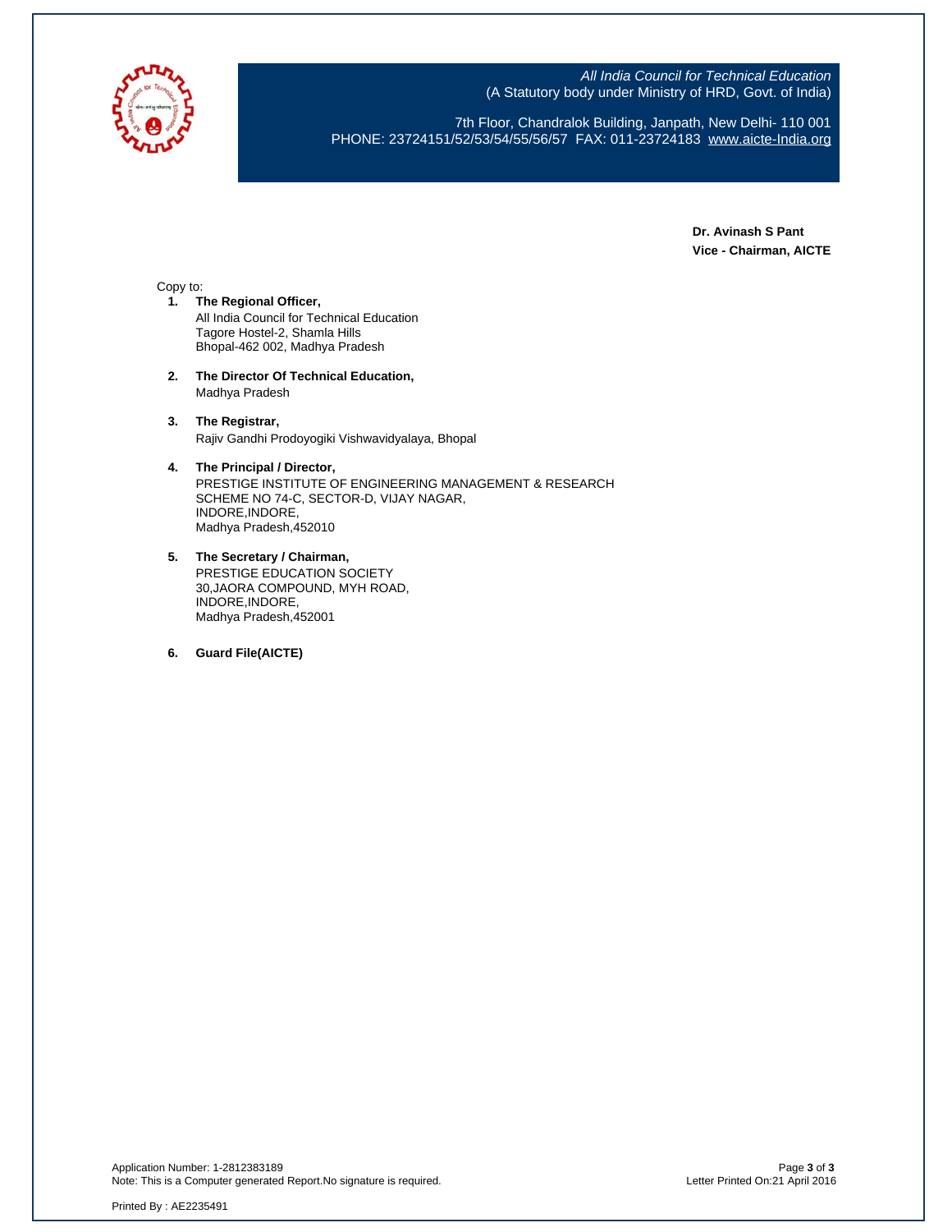*All India Council for Technical Education*
(A Statutory body under Ministry of HRD, Govt. of India)

7th Floor, Chandralok Building, Janpath, New Delhi- 110 001
PHONE: 23724151/52/53/54/55/56/57 FAX: 011-23724183 www.aicte-India.org

**Dr. Avinash S Pant**
**Vice - Chairman, AICTE**

Copy to:

1. **The Regional Officer,**
   All India Council for Technical Education
   Tagore Hostel-2, Shamla Hills
   Bhopal-462 002, Madhya Pradesh

2. **The Director Of Technical Education,**
   Madhya Pradesh

3. **The Registrar,**
   Rajiv Gandhi Prodoyogiki Vishwavidyalaya, Bhopal

4. **The Principal / Director,**
   PRESTIGE INSTITUTE OF ENGINEERING MANAGEMENT & RESEARCH
   SCHEME NO 74-C, SECTOR-D, VIJAY NAGAR,
   INDORE,INDORE,
   Madhya Pradesh,452010

5. **The Secretary / Chairman,**
   PRESTIGE EDUCATION SOCIETY
   30,JAORA COMPOUND, MYH ROAD,
   INDORE,INDORE,
   Madhya Pradesh,452001

6. **Guard File(AICTE)**

Application Number: 1-2812383189
Note: This is a Computer generated Report.No signature is required.

Letter Printed On:21 April 2016

Printed By : AE2235491